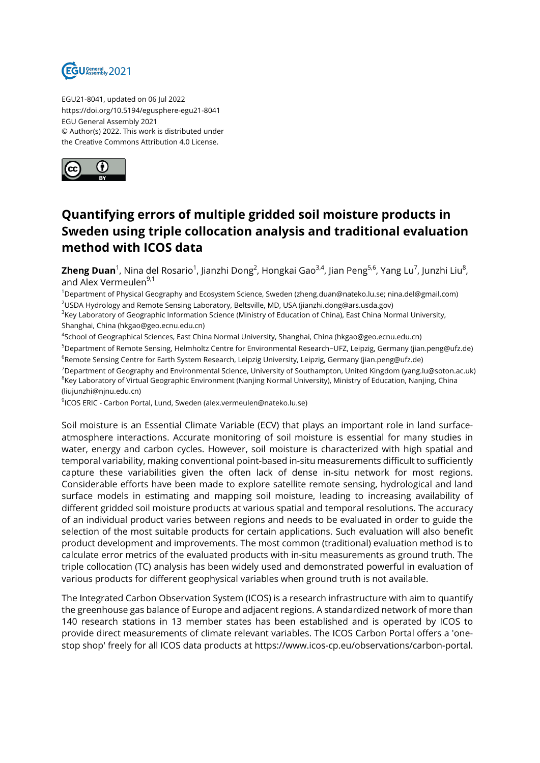EGU21-8041, updated on 06 Jul 2022
https://doi.org/10.5194/egusphere-egu21-8041
EGU General Assembly 2021
© Author(s) 2022. This work is distributed under
the Creative Commons Attribution 4.0 License.

# Quantifying errors of multiple gridded soil moisture products in Sweden using triple collocation analysis and traditional evaluation method with ICOS data

**Zheng Duan**[1], Nina del Rosario[1], Jianzhi Dong[2], Hongkai Gao[3,4], Jian Peng[5,6], Yang Lu[7], Junzhi Liu[8], and Alex Vermeulen[9,1]

[1]Department of Physical Geography and Ecosystem Science, Sweden (zheng.duan@nateko.lu.se; nina.del@gmail.com)
[2]USDA Hydrology and Remote Sensing Laboratory, Beltsville, MD, USA (jianzhi.dong@ars.usda.gov)
[3]Key Laboratory of Geographic Information Science (Ministry of Education of China), East China Normal University, Shanghai, China (hkgao@geo.ecnu.edu.cn)
[4]School of Geographical Sciences, East China Normal University, Shanghai, China (hkgao@geo.ecnu.edu.cn)
[5]Department of Remote Sensing, Helmholtz Centre for Environmental Research−UFZ, Leipzig, Germany (jian.peng@ufz.de)
[6]Remote Sensing Centre for Earth System Research, Leipzig University, Leipzig, Germany (jian.peng@ufz.de)
[7]Department of Geography and Environmental Science, University of Southampton, United Kingdom (yang.lu@soton.ac.uk)
[8]Key Laboratory of Virtual Geographic Environment (Nanjing Normal University), Ministry of Education, Nanjing, China (liujunzhi@njnu.edu.cn)
[9]ICOS ERIC - Carbon Portal, Lund, Sweden (alex.vermeulen@nateko.lu.se)

Soil moisture is an Essential Climate Variable (ECV) that plays an important role in land surface-atmosphere interactions. Accurate monitoring of soil moisture is essential for many studies in water, energy and carbon cycles. However, soil moisture is characterized with high spatial and temporal variability, making conventional point-based in-situ measurements difficult to sufficiently capture these variabilities given the often lack of dense in-situ network for most regions. Considerable efforts have been made to explore satellite remote sensing, hydrological and land surface models in estimating and mapping soil moisture, leading to increasing availability of different gridded soil moisture products at various spatial and temporal resolutions. The accuracy of an individual product varies between regions and needs to be evaluated in order to guide the selection of the most suitable products for certain applications. Such evaluation will also benefit product development and improvements. The most common (traditional) evaluation method is to calculate error metrics of the evaluated products with in-situ measurements as ground truth. The triple collocation (TC) analysis has been widely used and demonstrated powerful in evaluation of various products for different geophysical variables when ground truth is not available.

The Integrated Carbon Observation System (ICOS) is a research infrastructure with aim to quantify the greenhouse gas balance of Europe and adjacent regions. A standardized network of more than 140 research stations in 13 member states has been established and is operated by ICOS to provide direct measurements of climate relevant variables. The ICOS Carbon Portal offers a 'one-stop shop' freely for all ICOS data products at https://www.icos-cp.eu/observations/carbon-portal.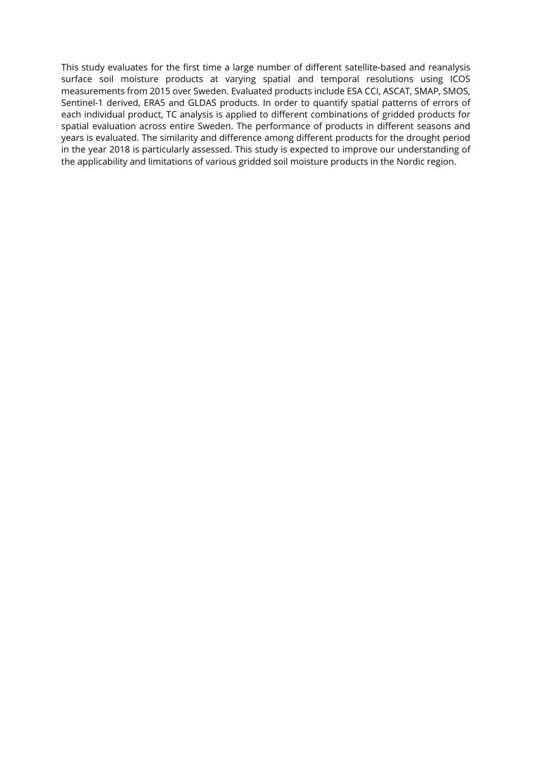This study evaluates for the first time a large number of different satellite-based and reanalysis surface soil moisture products at varying spatial and temporal resolutions using ICOS measurements from 2015 over Sweden. Evaluated products include ESA CCI, ASCAT, SMAP, SMOS, Sentinel-1 derived, ERA5 and GLDAS products. In order to quantify spatial patterns of errors of each individual product, TC analysis is applied to different combinations of gridded products for spatial evaluation across entire Sweden. The performance of products in different seasons and years is evaluated. The similarity and difference among different products for the drought period in the year 2018 is particularly assessed. This study is expected to improve our understanding of the applicability and limitations of various gridded soil moisture products in the Nordic region.